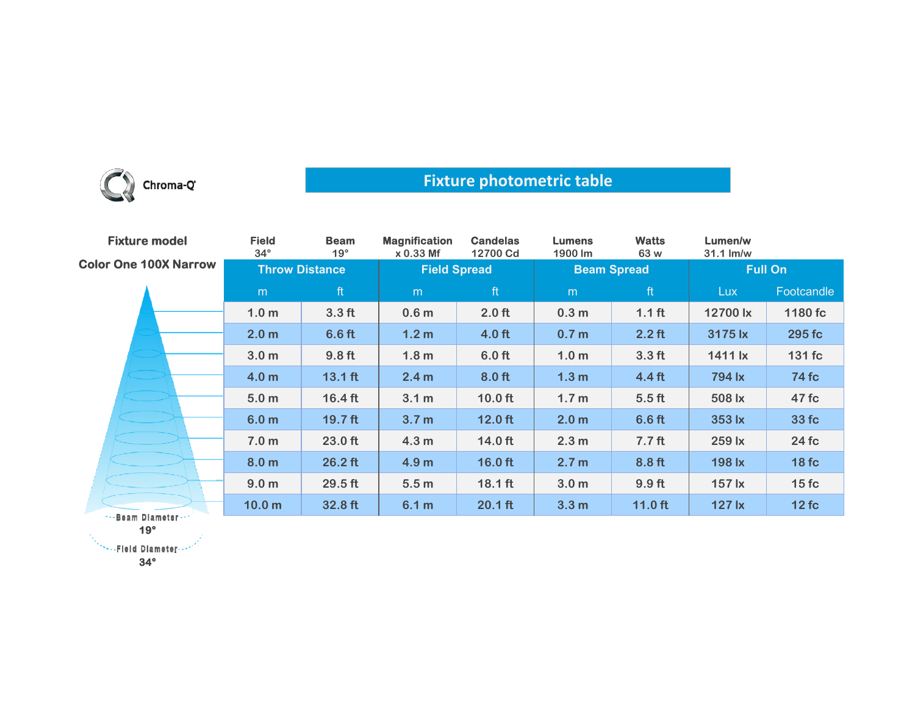Chroma-Q

# Fixture photometric table

| Fixture model | Field | Beam | Magnification | Candelas | Lumens | Watts | Lumen/w |
|---|---|---|---|---|---|---|---|
| Color One 100X Narrow | 34° | 19° | x 0.33 Mf | 12700 Cd | 1900 lm | 63 w | 31.1 lm/w |

| Throw Distance | | Field Spread | | Beam Spread | | Full On | |
|---|---|---|---|---|---|---|---|
| m | ft | m | ft | m | ft | Lux | Footcandle |
| 1.0 m | 3.3 ft | 0.6 m | 2.0 ft | 0.3 m | 1.1 ft | 12700 lx | 1180 fc |
| 2.0 m | 6.6 ft | 1.2 m | 4.0 ft | 0.7 m | 2.2 ft | 3175 lx | 295 fc |
| 3.0 m | 9.8 ft | 1.8 m | 6.0 ft | 1.0 m | 3.3 ft | 1411 lx | 131 fc |
| 4.0 m | 13.1 ft | 2.4 m | 8.0 ft | 1.3 m | 4.4 ft | 794 lx | 74 fc |
| 5.0 m | 16.4 ft | 3.1 m | 10.0 ft | 1.7 m | 5.5 ft | 508 lx | 47 fc |
| 6.0 m | 19.7 ft | 3.7 m | 12.0 ft | 2.0 m | 6.6 ft | 353 lx | 33 fc |
| 7.0 m | 23.0 ft | 4.3 m | 14.0 ft | 2.3 m | 7.7 ft | 259 lx | 24 fc |
| 8.0 m | 26.2 ft | 4.9 m | 16.0 ft | 2.7 m | 8.8 ft | 198 lx | 18 fc |
| 9.0 m | 29.5 ft | 5.5 m | 18.1 ft | 3.0 m | 9.9 ft | 157 lx | 15 fc |
| 10.0 m | 32.8 ft | 6.1 m | 20.1 ft | 3.3 m | 11.0 ft | 127 lx | 12 fc |

Beam Diameter
19°

Field Diameter
34°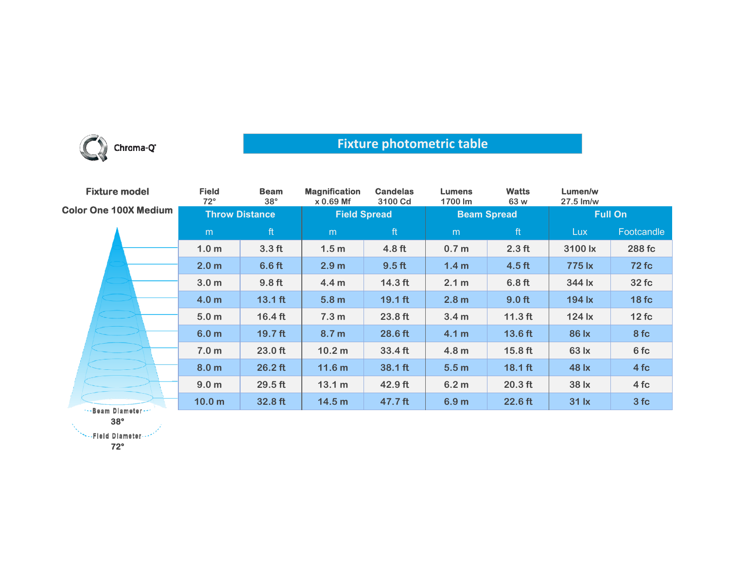Chroma-Q®

# Fixture photometric table

**Fixture model**

**Color One 100X Medium**

| Field | Beam | Magnification | Candelas | Lumens | Watts | Lumen/w | |
|---|---|---|---|---|---|---|---|
| 72° | 38° | x 0.69 Mf | 3100 Cd | 1700 lm | 63 w | 27.5 lm/w | |

| Throw Distance | | Field Spread | | Beam Spread | | Full On | |
|---|---|---|---|---|---|---|---|
| m | ft | m | ft | m | ft | Lux | Footcandle |
| 1.0 m | 3.3 ft | 1.5 m | 4.8 ft | 0.7 m | 2.3 ft | 3100 lx | 288 fc |
| 2.0 m | 6.6 ft | 2.9 m | 9.5 ft | 1.4 m | 4.5 ft | 775 lx | 72 fc |
| 3.0 m | 9.8 ft | 4.4 m | 14.3 ft | 2.1 m | 6.8 ft | 344 lx | 32 fc |
| 4.0 m | 13.1 ft | 5.8 m | 19.1 ft | 2.8 m | 9.0 ft | 194 lx | 18 fc |
| 5.0 m | 16.4 ft | 7.3 m | 23.8 ft | 3.4 m | 11.3 ft | 124 lx | 12 fc |
| 6.0 m | 19.7 ft | 8.7 m | 28.6 ft | 4.1 m | 13.6 ft | 86 lx | 8 fc |
| 7.0 m | 23.0 ft | 10.2 m | 33.4 ft | 4.8 m | 15.8 ft | 63 lx | 6 fc |
| 8.0 m | 26.2 ft | 11.6 m | 38.1 ft | 5.5 m | 18.1 ft | 48 lx | 4 fc |
| 9.0 m | 29.5 ft | 13.1 m | 42.9 ft | 6.2 m | 20.3 ft | 38 lx | 4 fc |
| 10.0 m | 32.8 ft | 14.5 m | 47.7 ft | 6.9 m | 22.6 ft | 31 lx | 3 fc |

Beam Diameter 38°

Field Diameter 72°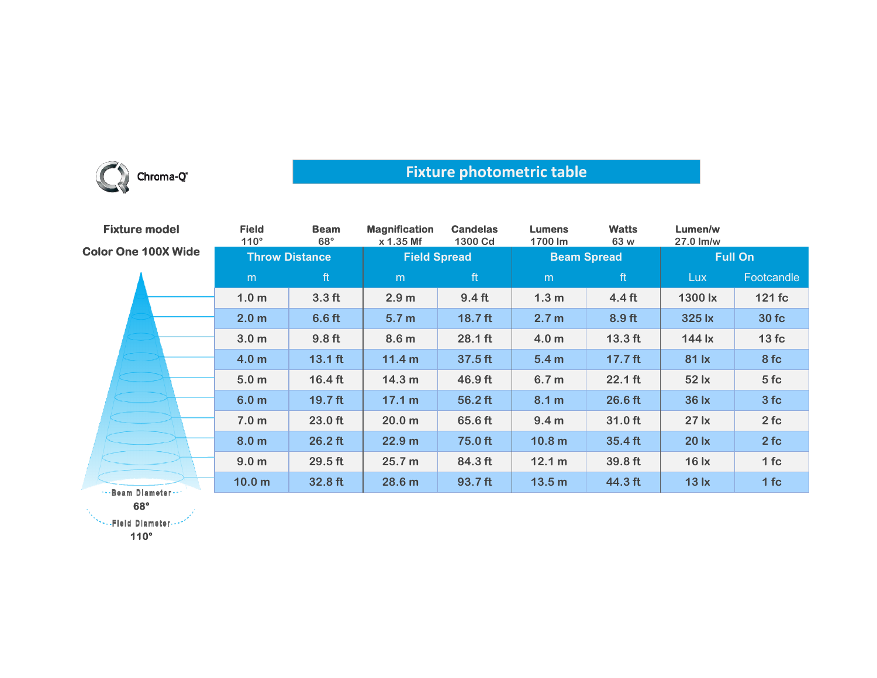Chroma-Q

# Fixture photometric table

**Fixture model**

**Color One 100X Wide**

| Field | Beam | Magnification | Candelas | Lumens | Watts | Lumen/w |
|---|---|---|---|---|---|---|
| 110° | 68° | x 1.35 Mf | 1300 Cd | 1700 lm | 63 w | 27.0 lm/w |

| Throw Distance | | Field Spread | | Beam Spread | | Full On | |
|---|---|---|---|---|---|---|---|
| m | ft | m | ft | m | ft | Lux | Footcandle |
| 1.0 m | 3.3 ft | 2.9 m | 9.4 ft | 1.3 m | 4.4 ft | 1300 lx | 121 fc |
| 2.0 m | 6.6 ft | 5.7 m | 18.7 ft | 2.7 m | 8.9 ft | 325 lx | 30 fc |
| 3.0 m | 9.8 ft | 8.6 m | 28.1 ft | 4.0 m | 13.3 ft | 144 lx | 13 fc |
| 4.0 m | 13.1 ft | 11.4 m | 37.5 ft | 5.4 m | 17.7 ft | 81 lx | 8 fc |
| 5.0 m | 16.4 ft | 14.3 m | 46.9 ft | 6.7 m | 22.1 ft | 52 lx | 5 fc |
| 6.0 m | 19.7 ft | 17.1 m | 56.2 ft | 8.1 m | 26.6 ft | 36 lx | 3 fc |
| 7.0 m | 23.0 ft | 20.0 m | 65.6 ft | 9.4 m | 31.0 ft | 27 lx | 2 fc |
| 8.0 m | 26.2 ft | 22.9 m | 75.0 ft | 10.8 m | 35.4 ft | 20 lx | 2 fc |
| 9.0 m | 29.5 ft | 25.7 m | 84.3 ft | 12.1 m | 39.8 ft | 16 lx | 1 fc |
| 10.0 m | 32.8 ft | 28.6 m | 93.7 ft | 13.5 m | 44.3 ft | 13 lx | 1 fc |

Beam Diameter
68°

Field Diameter
110°